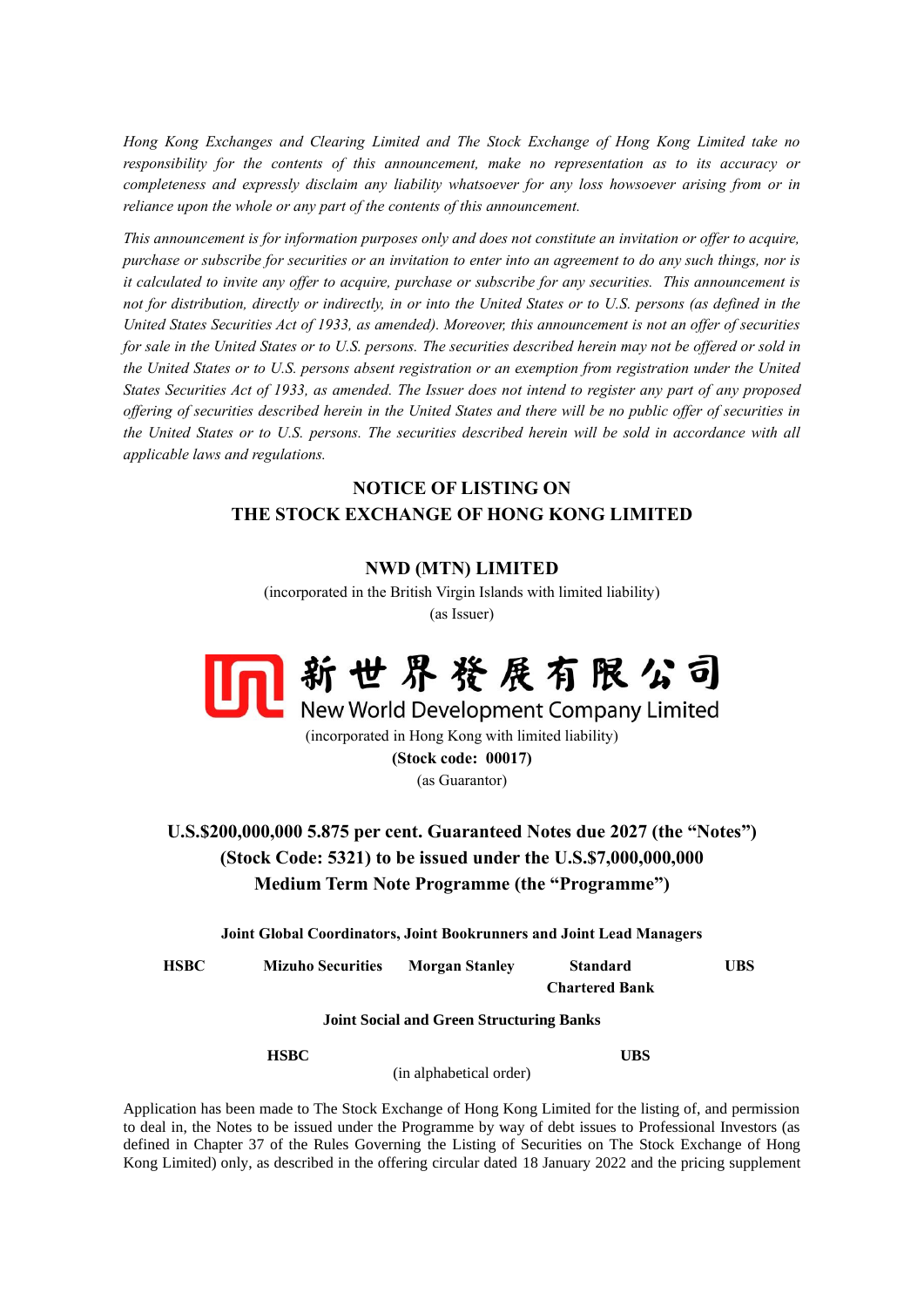*Hong Kong Exchanges and Clearing Limited and The Stock Exchange of Hong Kong Limited take no responsibility for the contents of this announcement, make no representation as to its accuracy or completeness and expressly disclaim any liability whatsoever for any loss howsoever arising from or in reliance upon the whole or any part of the contents of this announcement.*

*This announcement is for information purposes only and does not constitute an invitation or offer to acquire, purchase or subscribe for securities or an invitation to enter into an agreement to do any such things, nor is it calculated to invite any offer to acquire, purchase or subscribe for any securities. This announcement is not for distribution, directly or indirectly, in or into the United States or to U.S. persons (as defined in the United States Securities Act of 1933, as amended). Moreover, this announcement is not an offer of securities for sale in the United States or to U.S. persons. The securities described herein may not be offered or sold in the United States or to U.S. persons absent registration or an exemption from registration under the United States Securities Act of 1933, as amended. The Issuer does not intend to register any part of any proposed offering of securities described herein in the United States and there will be no public offer of securities in the United States or to U.S. persons. The securities described herein will be sold in accordance with all applicable laws and regulations.*

## NOTICE OF LISTING ON THE STOCK EXCHANGE OF HONG KONG LIMITED

**NWD (MTN) LIMITED**

(incorporated in the British Virgin Islands with limited liability)

(as Issuer)

新世界發展有限公司

New World Development Company Limited

(incorporated in Hong Kong with limited liability)

**(Stock code: 00017)**

(as Guarantor)

## U.S.$200,000,000 5.875 per cent. Guaranteed Notes due 2027 (the "Notes") (Stock Code: 5321) to be issued under the U.S.$7,000,000,000 Medium Term Note Programme (the "Programme")

**Joint Global Coordinators, Joint Bookrunners and Joint Lead Managers**

**HSBC** **Mizuho Securities** **Morgan Stanley** **Standard Chartered Bank** **UBS**

**Joint Social and Green Structuring Banks**

**HSBC** **UBS**

(in alphabetical order)

Application has been made to The Stock Exchange of Hong Kong Limited for the listing of, and permission to deal in, the Notes to be issued under the Programme by way of debt issues to Professional Investors (as defined in Chapter 37 of the Rules Governing the Listing of Securities on The Stock Exchange of Hong Kong Limited) only, as described in the offering circular dated 18 January 2022 and the pricing supplement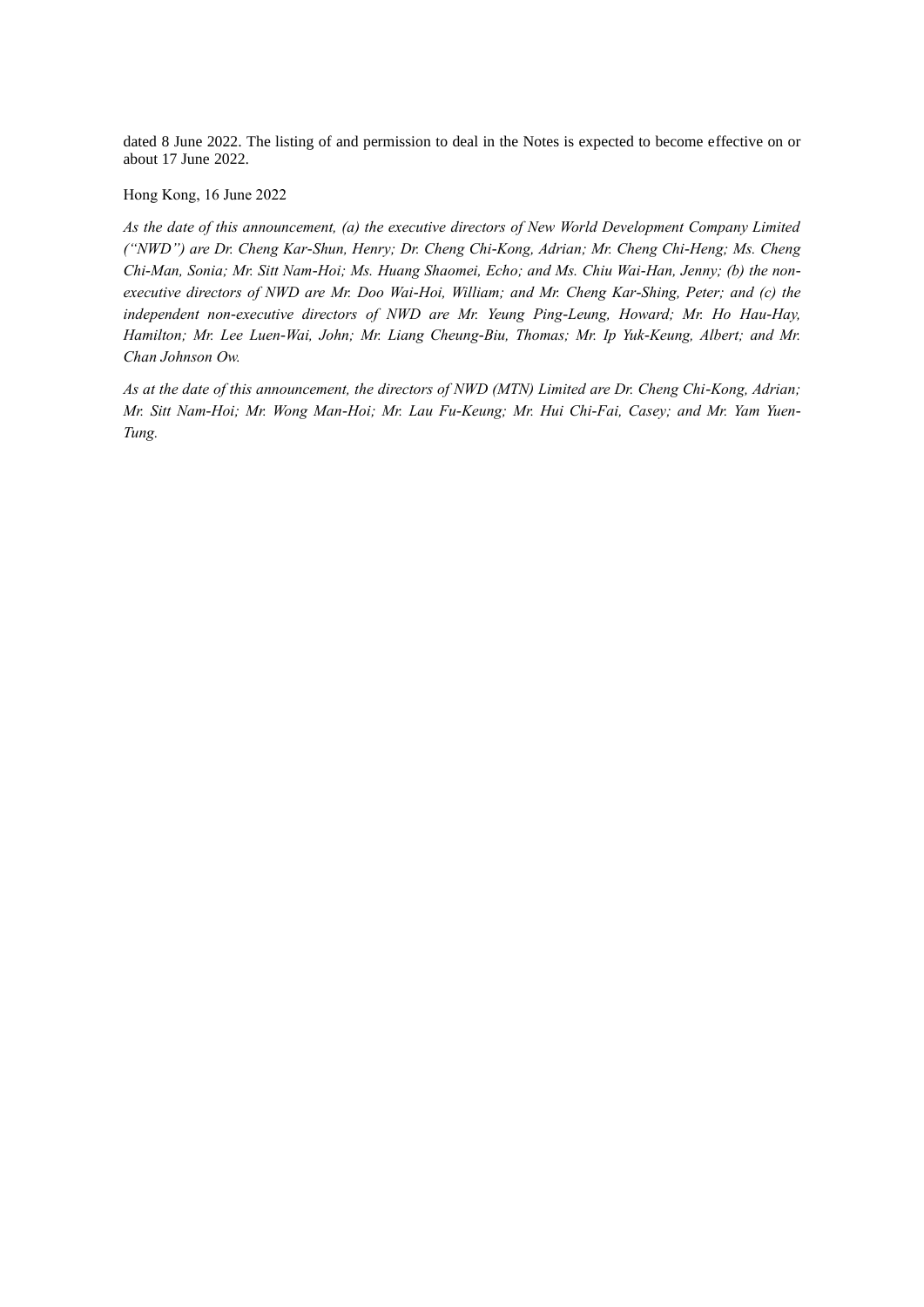dated 8 June 2022. The listing of and permission to deal in the Notes is expected to become effective on or about 17 June 2022.

Hong Kong, 16 June 2022

*As the date of this announcement, (a) the executive directors of New World Development Company Limited ("NWD") are Dr. Cheng Kar-Shun, Henry; Dr. Cheng Chi-Kong, Adrian; Mr. Cheng Chi-Heng; Ms. Cheng Chi-Man, Sonia; Mr. Sitt Nam-Hoi; Ms. Huang Shaomei, Echo; and Ms. Chiu Wai-Han, Jenny; (b) the non-executive directors of NWD are Mr. Doo Wai-Hoi, William; and Mr. Cheng Kar-Shing, Peter; and (c) the independent non-executive directors of NWD are Mr. Yeung Ping-Leung, Howard; Mr. Ho Hau-Hay, Hamilton; Mr. Lee Luen-Wai, John; Mr. Liang Cheung-Biu, Thomas; Mr. Ip Yuk-Keung, Albert; and Mr. Chan Johnson Ow.*

*As at the date of this announcement, the directors of NWD (MTN) Limited are Dr. Cheng Chi-Kong, Adrian; Mr. Sitt Nam-Hoi; Mr. Wong Man-Hoi; Mr. Lau Fu-Keung; Mr. Hui Chi-Fai, Casey; and Mr. Yam Yuen-Tung.*